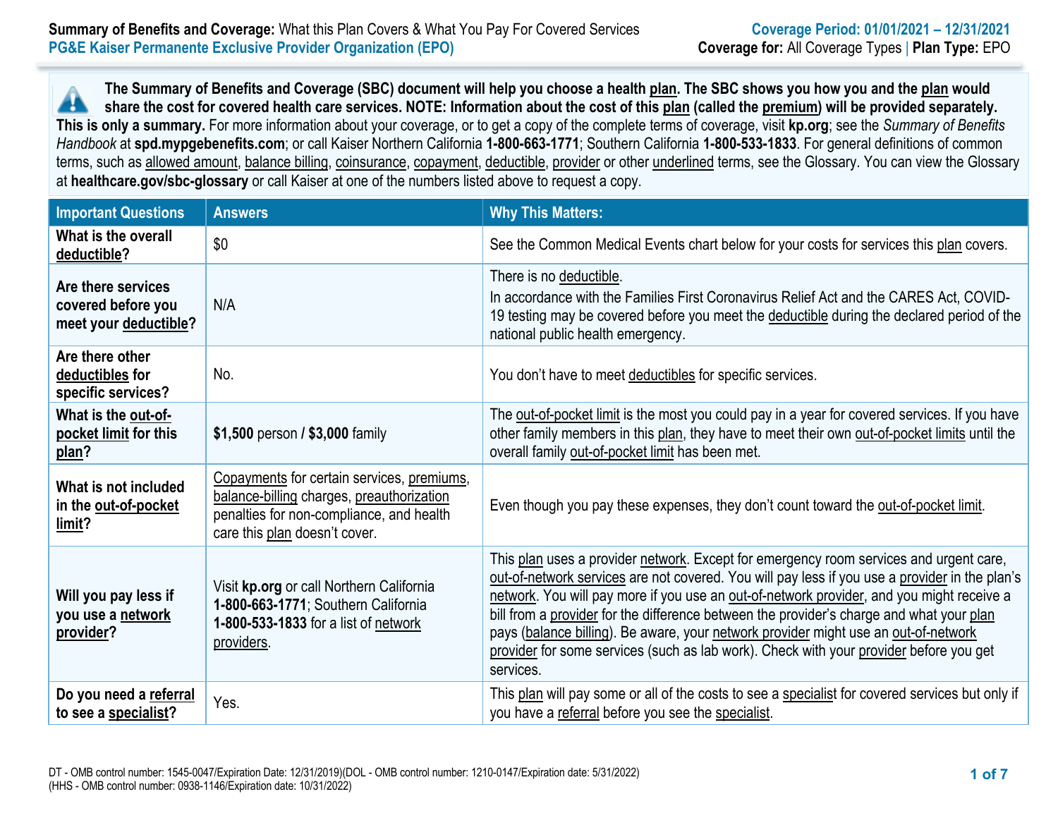**Summary of Benefits and Coverage:** What this Plan Covers & What You Pay For Covered Services
**PG&E Kaiser Permanente Exclusive Provider Organization (EPO)**

**Coverage Period: 01/01/2021 – 12/31/2021**
**Coverage for:** All Coverage Types | **Plan Type:** EPO

**The Summary of Benefits and Coverage (SBC) document will help you choose a health plan. The SBC shows you how you and the plan would share the cost for covered health care services. NOTE: Information about the cost of this plan (called the premium) will be provided separately. This is only a summary.** For more information about your coverage, or to get a copy of the complete terms of coverage, visit **kp.org**; see the *Summary of Benefits Handbook* at **spd.mypgebenefits.com**; or call Kaiser Northern California **1-800-663-1771**; Southern California **1-800-533-1833**. For general definitions of common terms, such as allowed amount, balance billing, coinsurance, copayment, deductible, provider or other underlined terms, see the Glossary. You can view the Glossary at **healthcare.gov/sbc-glossary** or call Kaiser at one of the numbers listed above to request a copy.

| Important Questions | Answers | Why This Matters: |
|---|---|---|
| **What is the overall deductible?** | $0 | See the Common Medical Events chart below for your costs for services this plan covers. |
| **Are there services covered before you meet your deductible?** | N/A | There is no deductible. In accordance with the Families First Coronavirus Relief Act and the CARES Act, COVID-19 testing may be covered before you meet the deductible during the declared period of the national public health emergency. |
| **Are there other deductibles for specific services?** | No. | You don't have to meet deductibles for specific services. |
| **What is the out-of-pocket limit for this plan?** | **$1,500** person / **$3,000** family | The out-of-pocket limit is the most you could pay in a year for covered services. If you have other family members in this plan, they have to meet their own out-of-pocket limits until the overall family out-of-pocket limit has been met. |
| **What is not included in the out-of-pocket limit?** | Copayments for certain services, premiums, balance-billing charges, preauthorization penalties for non-compliance, and health care this plan doesn't cover. | Even though you pay these expenses, they don't count toward the out-of-pocket limit. |
| **Will you pay less if you use a network provider?** | Visit **kp.org** or call Northern California **1-800-663-1771**; Southern California **1-800-533-1833** for a list of network providers. | This plan uses a provider network. Except for emergency room services and urgent care, out-of-network services are not covered. You will pay less if you use a provider in the plan's network. You will pay more if you use an out-of-network provider, and you might receive a bill from a provider for the difference between the provider's charge and what your plan pays (balance billing). Be aware, your network provider might use an out-of-network provider for some services (such as lab work). Check with your provider before you get services. |
| **Do you need a referral to see a specialist?** | Yes. | This plan will pay some or all of the costs to see a specialist for covered services but only if you have a referral before you see the specialist. |

DT - OMB control number: 1545-0047/Expiration Date: 12/31/2019)(DOL - OMB control number: 1210-0147/Expiration date: 5/31/2022)
(HHS - OMB control number: 0938-1146/Expiration date: 10/31/2022)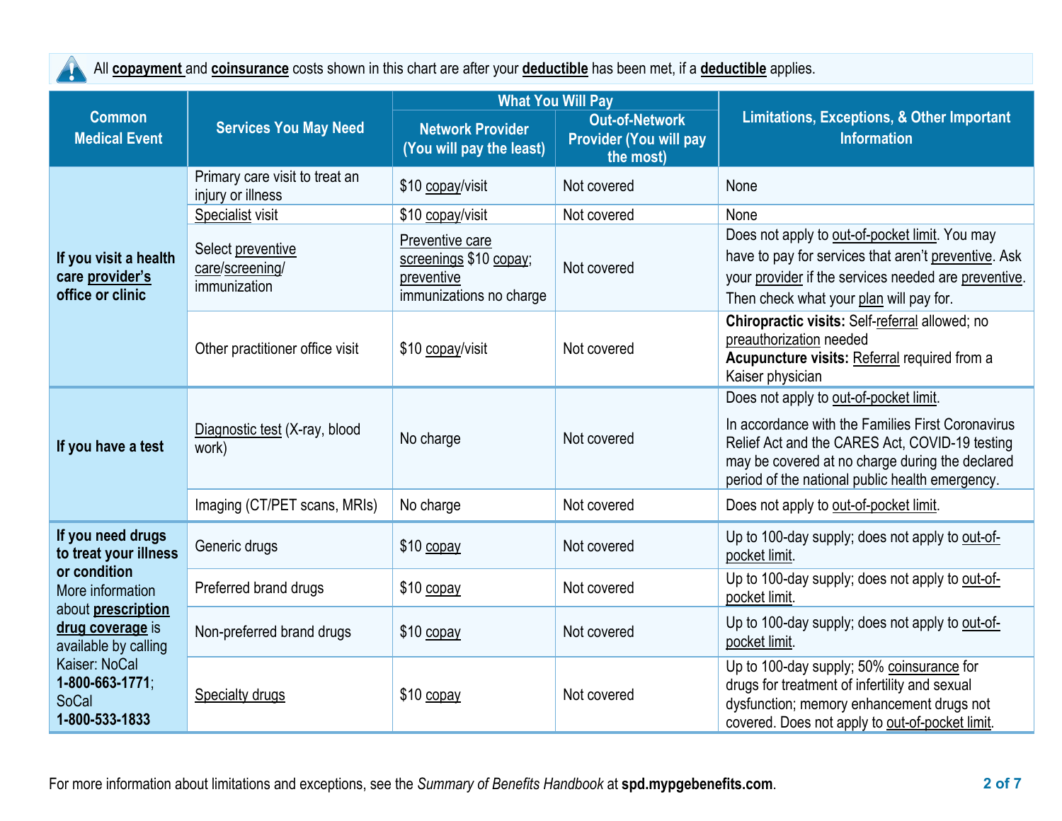All **copayment** and **coinsurance** costs shown in this chart are after your **deductible** has been met, if a **deductible** applies.

| Common Medical Event | Services You May Need | What You Will Pay | | Limitations, Exceptions, & Other Important Information |
|---|---|---|---|---|
| | | Network Provider (You will pay the least) | Out-of-Network Provider (You will pay the most) | |
| **If you visit a health care provider's office or clinic** | Primary care visit to treat an injury or illness | $10 copay/visit | Not covered | None |
| | Specialist visit | $10 copay/visit | Not covered | None |
| | Select preventive care/screening/ immunization | Preventive care screenings $10 copay; preventive immunizations no charge | Not covered | Does not apply to out-of-pocket limit. You may have to pay for services that aren't preventive. Ask your provider if the services needed are preventive. Then check what your plan will pay for. |
| | Other practitioner office visit | $10 copay/visit | Not covered | **Chiropractic visits:** Self-referral allowed; no preauthorization needed **Acupuncture visits:** Referral required from a Kaiser physician |
| **If you have a test** | Diagnostic test (X-ray, blood work) | No charge | Not covered | Does not apply to out-of-pocket limit. In accordance with the Families First Coronavirus Relief Act and the CARES Act, COVID-19 testing may be covered at no charge during the declared period of the national public health emergency. |
| | Imaging (CT/PET scans, MRIs) | No charge | Not covered | Does not apply to out-of-pocket limit. |
| **If you need drugs to treat your illness or condition** More information about **prescription drug coverage** is available by calling Kaiser: NoCal **1-800-663-1771**; SoCal **1-800-533-1833** | Generic drugs | $10 copay | Not covered | Up to 100-day supply; does not apply to out-of-pocket limit. |
| | Preferred brand drugs | $10 copay | Not covered | Up to 100-day supply; does not apply to out-of-pocket limit. |
| | Non-preferred brand drugs | $10 copay | Not covered | Up to 100-day supply; does not apply to out-of-pocket limit. |
| | Specialty drugs | $10 copay | Not covered | Up to 100-day supply; 50% coinsurance for drugs for treatment of infertility and sexual dysfunction; memory enhancement drugs not covered. Does not apply to out-of-pocket limit. |

For more information about limitations and exceptions, see the *Summary of Benefits Handbook* at **spd.mypgebenefits.com**.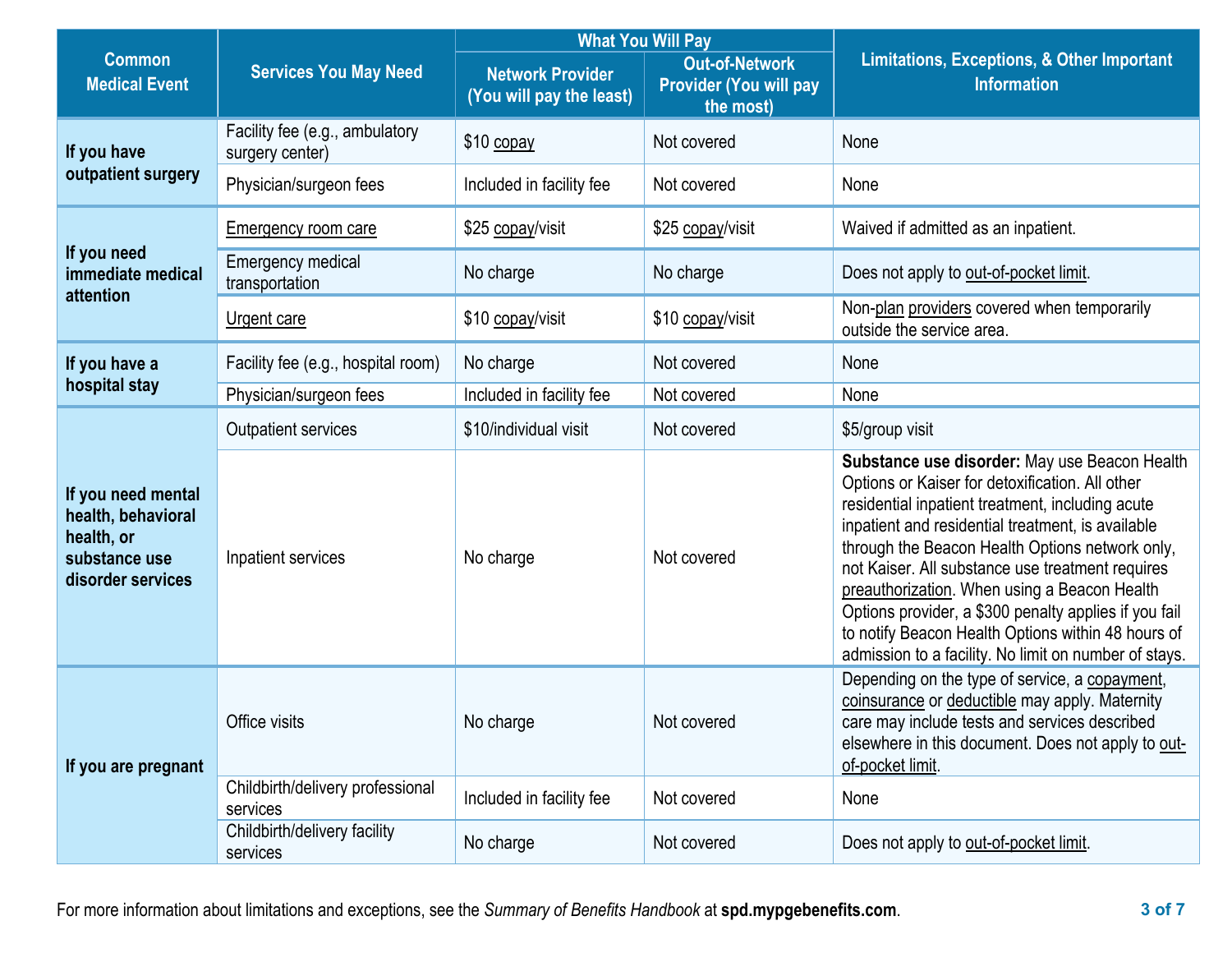| Common Medical Event | Services You May Need | What You Will Pay | | Limitations, Exceptions, & Other Important Information |
|---|---|---|---|---|
| | | Network Provider (You will pay the least) | Out-of-Network Provider (You will pay the most) | |
| If you have outpatient surgery | Facility fee (e.g., ambulatory surgery center) | $10 copay | Not covered | None |
| | Physician/surgeon fees | Included in facility fee | Not covered | None |
| If you need immediate medical attention | Emergency room care | $25 copay/visit | $25 copay/visit | Waived if admitted as an inpatient. |
| | Emergency medical transportation | No charge | No charge | Does not apply to out-of-pocket limit. |
| | Urgent care | $10 copay/visit | $10 copay/visit | Non-plan providers covered when temporarily outside the service area. |
| If you have a hospital stay | Facility fee (e.g., hospital room) | No charge | Not covered | None |
| | Physician/surgeon fees | Included in facility fee | Not covered | None |
| If you need mental health, behavioral health, or substance use disorder services | Outpatient services | $10/individual visit | Not covered | $5/group visit |
| | Inpatient services | No charge | Not covered | **Substance use disorder:** May use Beacon Health Options or Kaiser for detoxification. All other residential inpatient treatment, including acute inpatient and residential treatment, is available through the Beacon Health Options network only, not Kaiser. All substance use treatment requires preauthorization. When using a Beacon Health Options provider, a $300 penalty applies if you fail to notify Beacon Health Options within 48 hours of admission to a facility. No limit on number of stays. |
| If you are pregnant | Office visits | No charge | Not covered | Depending on the type of service, a copayment, coinsurance or deductible may apply. Maternity care may include tests and services described elsewhere in this document. Does not apply to out-of-pocket limit. |
| | Childbirth/delivery professional services | Included in facility fee | Not covered | None |
| | Childbirth/delivery facility services | No charge | Not covered | Does not apply to out-of-pocket limit. |

For more information about limitations and exceptions, see the *Summary of Benefits Handbook* at **spd.mypgebenefits.com**.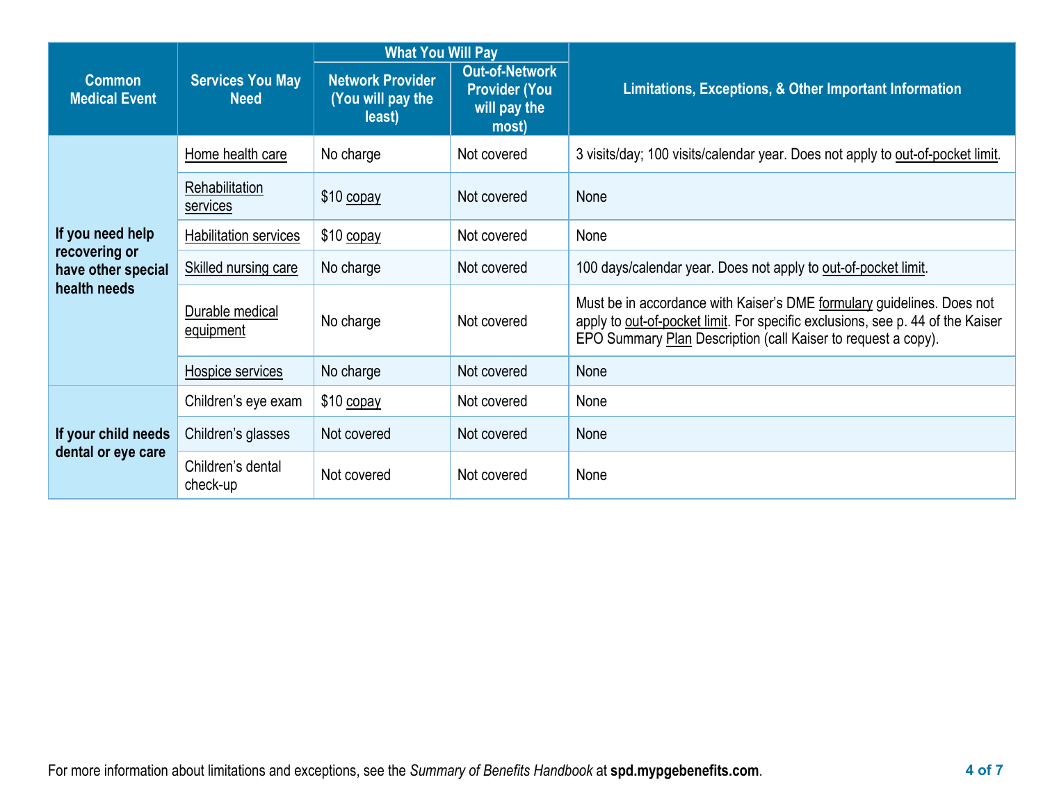| Common Medical Event | Services You May Need | What You Will Pay | | Limitations, Exceptions, & Other Important Information |
|---|---|---|---|---|
| | | Network Provider (You will pay the least) | Out-of-Network Provider (You will pay the most) | |
| If you need help recovering or have other special health needs | Home health care | No charge | Not covered | 3 visits/day; 100 visits/calendar year. Does not apply to out-of-pocket limit. |
| | Rehabilitation services | $10 copay | Not covered | None |
| | Habilitation services | $10 copay | Not covered | None |
| | Skilled nursing care | No charge | Not covered | 100 days/calendar year. Does not apply to out-of-pocket limit. |
| | Durable medical equipment | No charge | Not covered | Must be in accordance with Kaiser's DME formulary guidelines. Does not apply to out-of-pocket limit. For specific exclusions, see p. 44 of the Kaiser EPO Summary Plan Description (call Kaiser to request a copy). |
| | Hospice services | No charge | Not covered | None |
| If your child needs dental or eye care | Children's eye exam | $10 copay | Not covered | None |
| | Children's glasses | Not covered | Not covered | None |
| | Children's dental check-up | Not covered | Not covered | None |

For more information about limitations and exceptions, see the *Summary of Benefits Handbook* at **spd.mypgebenefits.com**.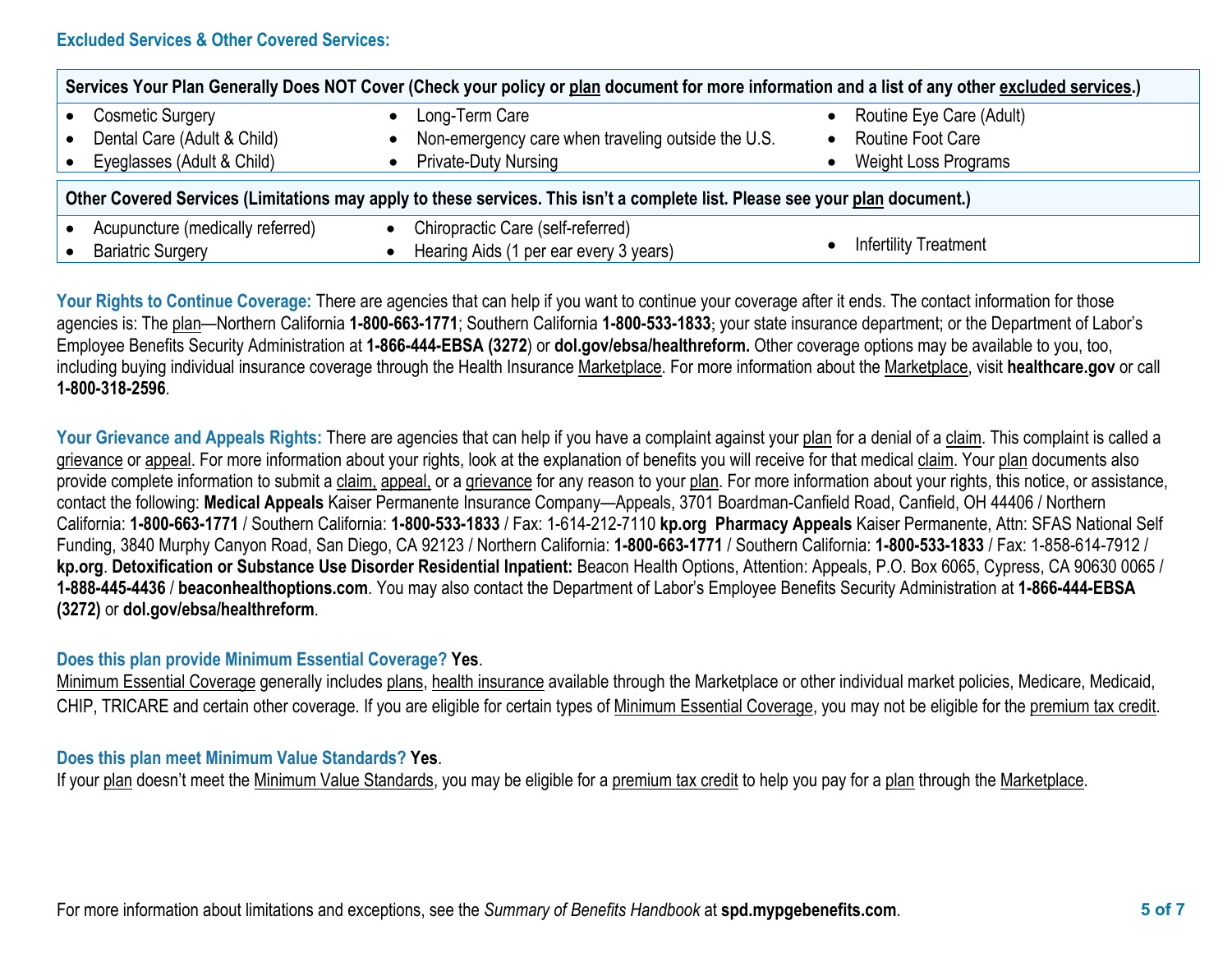### Excluded Services & Other Covered Services:

| Services Your Plan Generally Does NOT Cover (Check your policy or plan document for more information and a list of any other excluded services.) | | |
|---|---|---|
| • Cosmetic Surgery<br>• Dental Care (Adult & Child)<br>• Eyeglasses (Adult & Child) | • Long-Term Care<br>• Non-emergency care when traveling outside the U.S.<br>• Private-Duty Nursing | • Routine Eye Care (Adult)<br>• Routine Foot Care<br>• Weight Loss Programs |

| Other Covered Services (Limitations may apply to these services. This isn't a complete list. Please see your plan document.) | | |
|---|---|---|
| • Acupuncture (medically referred)<br>• Bariatric Surgery | • Chiropractic Care (self-referred)<br>• Hearing Aids (1 per ear every 3 years) | • Infertility Treatment |

**Your Rights to Continue Coverage:** There are agencies that can help if you want to continue your coverage after it ends. The contact information for those agencies is: The plan—Northern California **1-800-663-1771**; Southern California **1-800-533-1833**; your state insurance department; or the Department of Labor's Employee Benefits Security Administration at **1-866-444-EBSA (3272)** or **dol.gov/ebsa/healthreform.** Other coverage options may be available to you, too, including buying individual insurance coverage through the Health Insurance Marketplace. For more information about the Marketplace, visit **healthcare.gov** or call **1-800-318-2596**.

**Your Grievance and Appeals Rights:** There are agencies that can help if you have a complaint against your plan for a denial of a claim. This complaint is called a grievance or appeal. For more information about your rights, look at the explanation of benefits you will receive for that medical claim. Your plan documents also provide complete information to submit a claim, appeal, or a grievance for any reason to your plan. For more information about your rights, this notice, or assistance, contact the following: **Medical Appeals** Kaiser Permanente Insurance Company—Appeals, 3701 Boardman-Canfield Road, Canfield, OH 44406 / Northern California: **1-800-663-1771** / Southern California: **1-800-533-1833** / Fax: 1-614-212-7110 **kp.org** **Pharmacy Appeals** Kaiser Permanente, Attn: SFAS National Self Funding, 3840 Murphy Canyon Road, San Diego, CA 92123 / Northern California: **1-800-663-1771** / Southern California: **1-800-533-1833** / Fax: 1-858-614-7912 / **kp.org**. **Detoxification or Substance Use Disorder Residential Inpatient:** Beacon Health Options, Attention: Appeals, P.O. Box 6065, Cypress, CA 90630 0065 / **1-888-445-4436** / **beaconhealthoptions.com**. You may also contact the Department of Labor's Employee Benefits Security Administration at **1-866-444-EBSA (3272)** or **dol.gov/ebsa/healthreform**.

**Does this plan provide Minimum Essential Coverage? Yes**.

Minimum Essential Coverage generally includes plans, health insurance available through the Marketplace or other individual market policies, Medicare, Medicaid, CHIP, TRICARE and certain other coverage. If you are eligible for certain types of Minimum Essential Coverage, you may not be eligible for the premium tax credit.

**Does this plan meet Minimum Value Standards? Yes**.

If your plan doesn't meet the Minimum Value Standards, you may be eligible for a premium tax credit to help you pay for a plan through the Marketplace.

For more information about limitations and exceptions, see the *Summary of Benefits Handbook* at **spd.mypgebenefits.com**.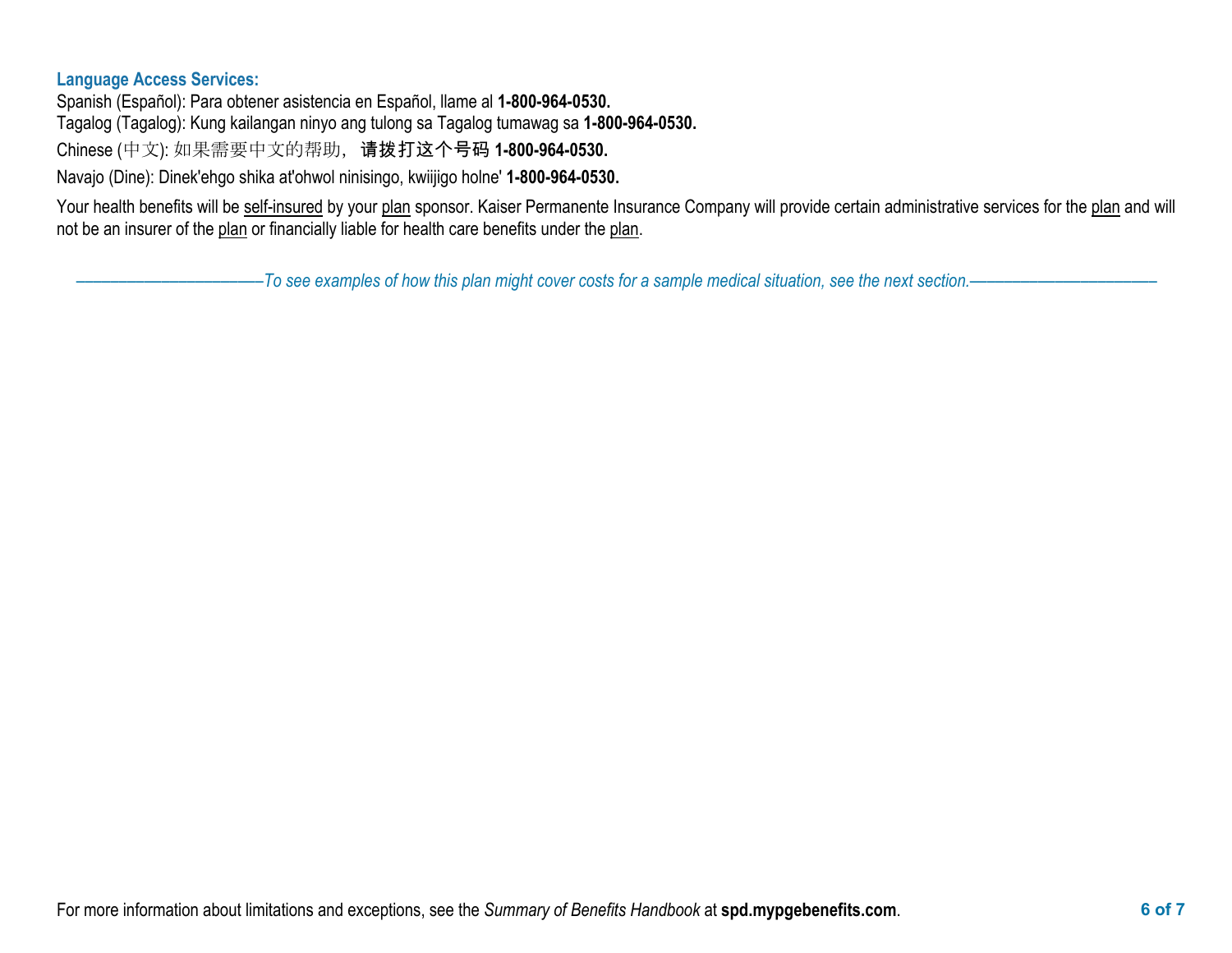**Language Access Services:**

Spanish (Español): Para obtener asistencia en Español, llame al **1-800-964-0530.**

Tagalog (Tagalog): Kung kailangan ninyo ang tulong sa Tagalog tumawag sa **1-800-964-0530.**

Chinese (中文): 如果需要中文的帮助，**请拨打这个号码 1-800-964-0530.**

Navajo (Dine): Dinek'ehgo shika at'ohwol ninisingo, kwiijigo holne' **1-800-964-0530.**

Your health benefits will be self-insured by your plan sponsor. Kaiser Permanente Insurance Company will provide certain administrative services for the plan and will not be an insurer of the plan or financially liable for health care benefits under the plan.

*——————————To see examples of how this plan might cover costs for a sample medical situation, see the next section.——————————*

For more information about limitations and exceptions, see the *Summary of Benefits Handbook* at **spd.mypgebenefits.com**.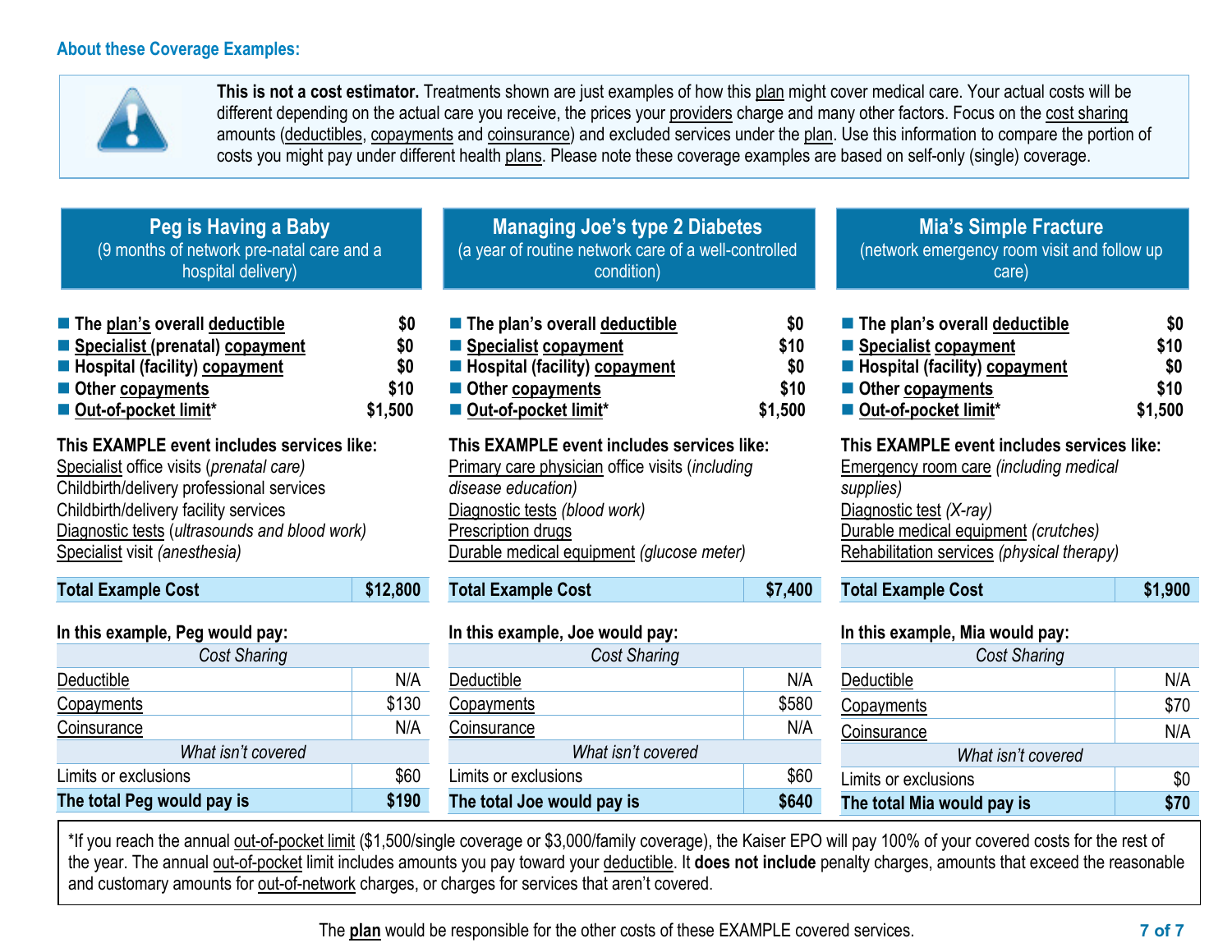### About these Coverage Examples:

**This is not a cost estimator.** Treatments shown are just examples of how this plan might cover medical care. Your actual costs will be different depending on the actual care you receive, the prices your providers charge and many other factors. Focus on the cost sharing amounts (deductibles, copayments and coinsurance) and excluded services under the plan. Use this information to compare the portion of costs you might pay under different health plans. Please note these coverage examples are based on self-only (single) coverage.

## Peg is Having a Baby
(9 months of network pre-natal care and a hospital delivery)

| | |
|---|---|
| **The plan's overall deductible** | **$0** |
| **Specialist (prenatal) copayment** | **$0** |
| **Hospital (facility) copayment** | **$0** |
| **Other copayments** | **$10** |
| **Out-of-pocket limit*** | **$1,500** |

**This EXAMPLE event includes services like:**
Specialist office visits (*prenatal care)*
Childbirth/delivery professional services
Childbirth/delivery facility services
Diagnostic tests (*ultrasounds and blood work)*
Specialist visit *(anesthesia)*

| **Total Example Cost** | **$12,800** |
|---|---|

**In this example, Peg would pay:**

| *Cost Sharing* | |
|---|---|
| Deductible | N/A |
| Copayments | $130 |
| Coinsurance | N/A |
| *What isn't covered* | |
| Limits or exclusions | $60 |
| **The total Peg would pay is** | **$190** |

## Managing Joe's type 2 Diabetes
(a year of routine network care of a well-controlled condition)

| | |
|---|---|
| **The plan's overall deductible** | **$0** |
| **Specialist copayment** | **$10** |
| **Hospital (facility) copayment** | **$0** |
| **Other copayments** | **$10** |
| **Out-of-pocket limit*** | **$1,500** |

**This EXAMPLE event includes services like:**
Primary care physician office visits (*including disease education)*
Diagnostic tests *(blood work)*
Prescription drugs
Durable medical equipment *(glucose meter)*

| **Total Example Cost** | **$7,400** |
|---|---|

**In this example, Joe would pay:**

| *Cost Sharing* | |
|---|---|
| Deductible | N/A |
| Copayments | $580 |
| Coinsurance | N/A |
| *What isn't covered* | |
| Limits or exclusions | $60 |
| **The total Joe would pay is** | **$640** |

## Mia's Simple Fracture
(network emergency room visit and follow up care)

| | |
|---|---|
| **The plan's overall deductible** | **$0** |
| **Specialist copayment** | **$10** |
| **Hospital (facility) copayment** | **$0** |
| **Other copayments** | **$10** |
| **Out-of-pocket limit*** | **$1,500** |

**This EXAMPLE event includes services like:**
Emergency room care *(including medical supplies)*
Diagnostic test *(X-ray)*
Durable medical equipment *(crutches)*
Rehabilitation services *(physical therapy)*

| **Total Example Cost** | **$1,900** |
|---|---|

**In this example, Mia would pay:**

| *Cost Sharing* | |
|---|---|
| Deductible | N/A |
| Copayments | $70 |
| Coinsurance | N/A |
| *What isn't covered* | |
| Limits or exclusions | $0 |
| **The total Mia would pay is** | **$70** |

*If you reach the annual out-of-pocket limit ($1,500/single coverage or $3,000/family coverage), the Kaiser EPO will pay 100% of your covered costs for the rest of the year. The annual out-of-pocket limit includes amounts you pay toward your deductible. It **does not include** penalty charges, amounts that exceed the reasonable and customary amounts for out-of-network charges, or charges for services that aren't covered.

The **plan** would be responsible for the other costs of these EXAMPLE covered services.